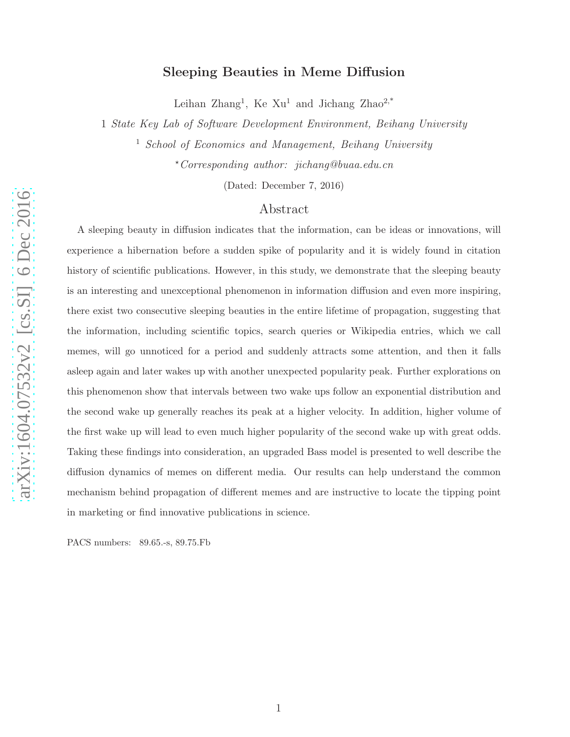# Sleeping Beauties in Meme Diffusion

Leihan Zhang[1], Ke Xu[1] and Jichang Zhao[2,*]

1 *State Key Lab of Software Development Environment, Beihang University*

[1] *School of Economics and Management, Beihang University*

*Corresponding author: jichang@buaa.edu.cn*

(Dated: December 7, 2016)

## Abstract

A sleeping beauty in diffusion indicates that the information, can be ideas or innovations, will experience a hibernation before a sudden spike of popularity and it is widely found in citation history of scientific publications. However, in this study, we demonstrate that the sleeping beauty is an interesting and unexceptional phenomenon in information diffusion and even more inspiring, there exist two consecutive sleeping beauties in the entire lifetime of propagation, suggesting that the information, including scientific topics, search queries or Wikipedia entries, which we call memes, will go unnoticed for a period and suddenly attracts some attention, and then it falls asleep again and later wakes up with another unexpected popularity peak. Further explorations on this phenomenon show that intervals between two wake ups follow an exponential distribution and the second wake up generally reaches its peak at a higher velocity. In addition, higher volume of the first wake up will lead to even much higher popularity of the second wake up with great odds. Taking these findings into consideration, an upgraded Bass model is presented to well describe the diffusion dynamics of memes on different media. Our results can help understand the common mechanism behind propagation of different memes and are instructive to locate the tipping point in marketing or find innovative publications in science.

PACS numbers: 89.65.-s, 89.75.Fb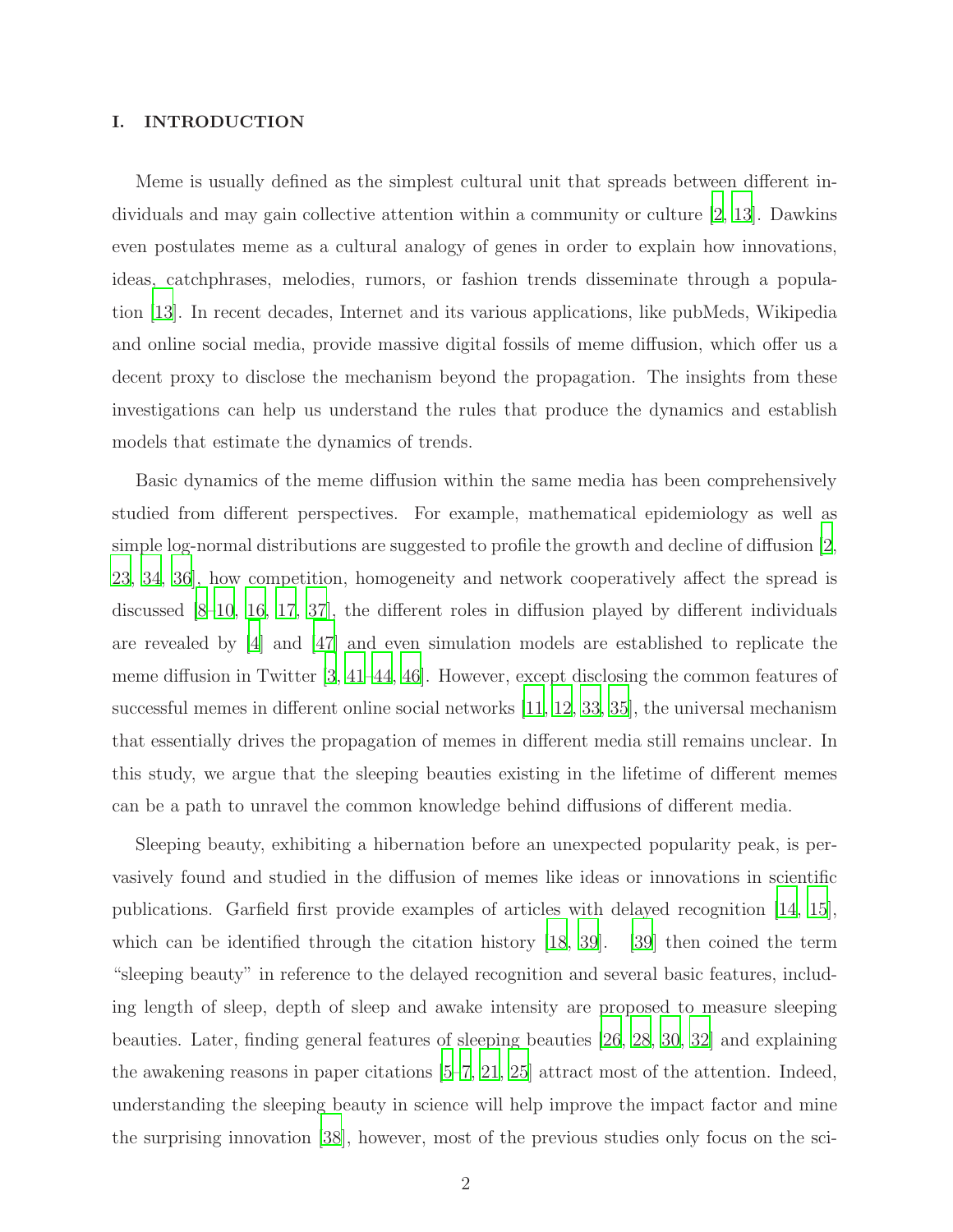# I. INTRODUCTION

Meme is usually defined as the simplest cultural unit that spreads between different individuals and may gain collective attention within a community or culture [2, 13]. Dawkins even postulates meme as a cultural analogy of genes in order to explain how innovations, ideas, catchphrases, melodies, rumors, or fashion trends disseminate through a population [13]. In recent decades, Internet and its various applications, like pubMeds, Wikipedia and online social media, provide massive digital fossils of meme diffusion, which offer us a decent proxy to disclose the mechanism beyond the propagation. The insights from these investigations can help us understand the rules that produce the dynamics and establish models that estimate the dynamics of trends.

Basic dynamics of the meme diffusion within the same media has been comprehensively studied from different perspectives. For example, mathematical epidemiology as well as simple log-normal distributions are suggested to profile the growth and decline of diffusion [2, 23, 34, 36], how competition, homogeneity and network cooperatively affect the spread is discussed [8–10, 16, 17, 37], the different roles in diffusion played by different individuals are revealed by [4] and [47] and even simulation models are established to replicate the meme diffusion in Twitter [3, 41–44, 46]. However, except disclosing the common features of successful memes in different online social networks [11, 12, 33, 35], the universal mechanism that essentially drives the propagation of memes in different media still remains unclear. In this study, we argue that the sleeping beauties existing in the lifetime of different memes can be a path to unravel the common knowledge behind diffusions of different media.

Sleeping beauty, exhibiting a hibernation before an unexpected popularity peak, is pervasively found and studied in the diffusion of memes like ideas or innovations in scientific publications. Garfield first provide examples of articles with delayed recognition [14, 15], which can be identified through the citation history [18, 39]. [39] then coined the term "sleeping beauty" in reference to the delayed recognition and several basic features, including length of sleep, depth of sleep and awake intensity are proposed to measure sleeping beauties. Later, finding general features of sleeping beauties [26, 28, 30, 32] and explaining the awakening reasons in paper citations [5–7, 21, 25] attract most of the attention. Indeed, understanding the sleeping beauty in science will help improve the impact factor and mine the surprising innovation [38], however, most of the previous studies only focus on the sci-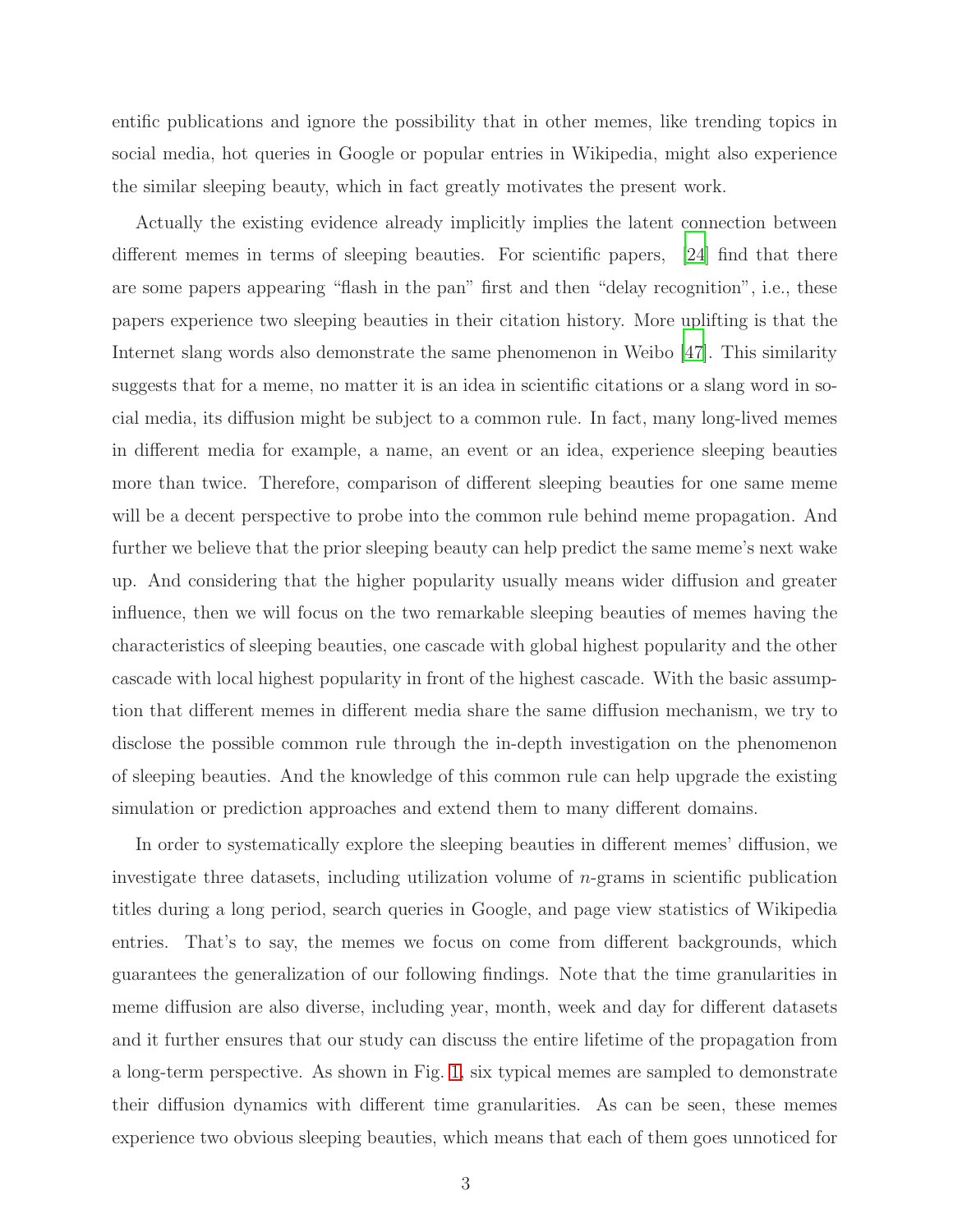entific publications and ignore the possibility that in other memes, like trending topics in social media, hot queries in Google or popular entries in Wikipedia, might also experience the similar sleeping beauty, which in fact greatly motivates the present work.

Actually the existing evidence already implicitly implies the latent connection between different memes in terms of sleeping beauties. For scientific papers, [24] find that there are some papers appearing "flash in the pan" first and then "delay recognition", i.e., these papers experience two sleeping beauties in their citation history. More uplifting is that the Internet slang words also demonstrate the same phenomenon in Weibo [47]. This similarity suggests that for a meme, no matter it is an idea in scientific citations or a slang word in social media, its diffusion might be subject to a common rule. In fact, many long-lived memes in different media for example, a name, an event or an idea, experience sleeping beauties more than twice. Therefore, comparison of different sleeping beauties for one same meme will be a decent perspective to probe into the common rule behind meme propagation. And further we believe that the prior sleeping beauty can help predict the same meme's next wake up. And considering that the higher popularity usually means wider diffusion and greater influence, then we will focus on the two remarkable sleeping beauties of memes having the characteristics of sleeping beauties, one cascade with global highest popularity and the other cascade with local highest popularity in front of the highest cascade. With the basic assumption that different memes in different media share the same diffusion mechanism, we try to disclose the possible common rule through the in-depth investigation on the phenomenon of sleeping beauties. And the knowledge of this common rule can help upgrade the existing simulation or prediction approaches and extend them to many different domains.

In order to systematically explore the sleeping beauties in different memes' diffusion, we investigate three datasets, including utilization volume of $n$-grams in scientific publication titles during a long period, search queries in Google, and page view statistics of Wikipedia entries. That's to say, the memes we focus on come from different backgrounds, which guarantees the generalization of our following findings. Note that the time granularities in meme diffusion are also diverse, including year, month, week and day for different datasets and it further ensures that our study can discuss the entire lifetime of the propagation from a long-term perspective. As shown in Fig. 1, six typical memes are sampled to demonstrate their diffusion dynamics with different time granularities. As can be seen, these memes experience two obvious sleeping beauties, which means that each of them goes unnoticed for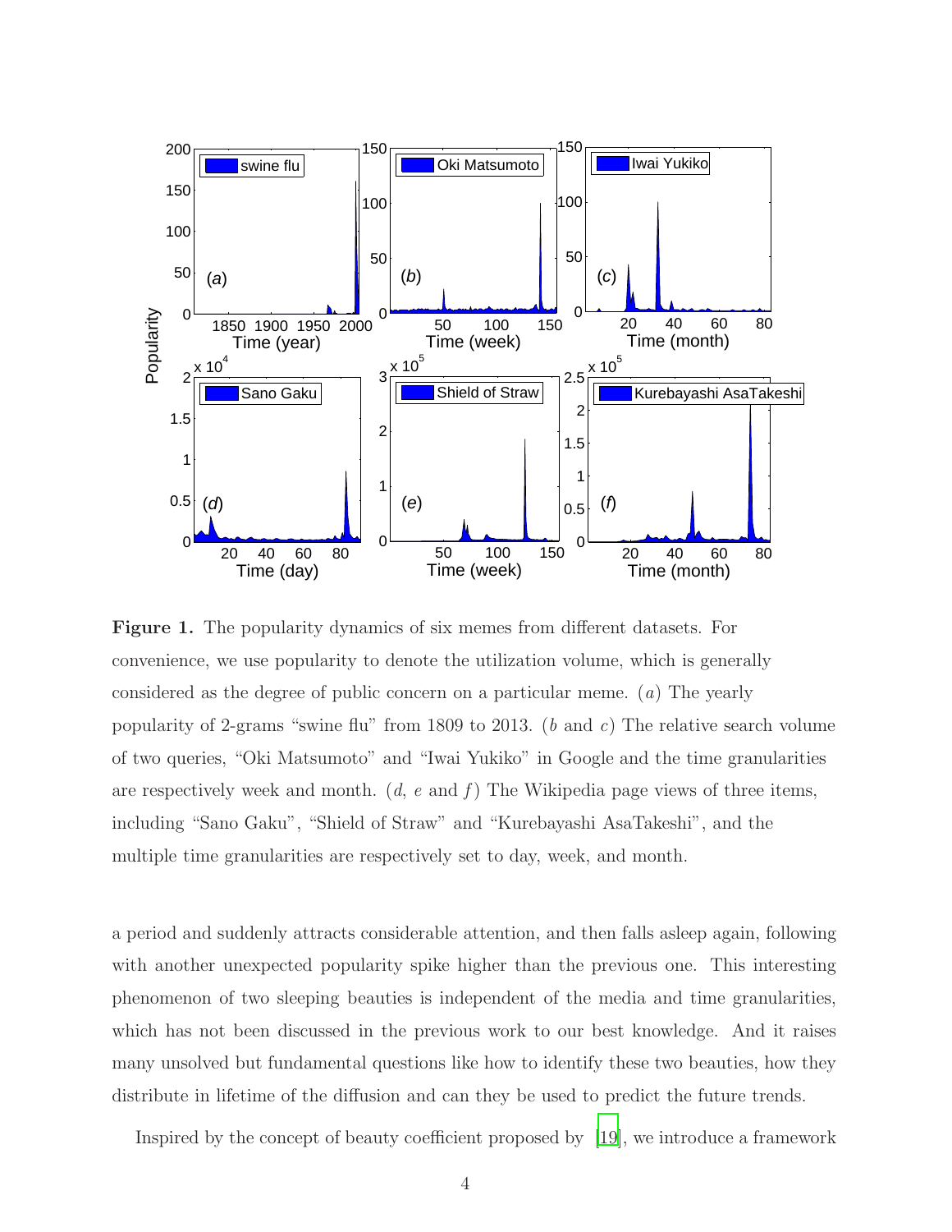**Figure 1.** The popularity dynamics of six memes from different datasets. For convenience, we use popularity to denote the utilization volume, which is generally considered as the degree of public concern on a particular meme. ($a$) The yearly popularity of 2-grams "swine flu" from 1809 to 2013. ($b$ and $c$) The relative search volume of two queries, "Oki Matsumoto" and "Iwai Yukiko" in Google and the time granularities are respectively week and month. ($d$, $e$ and $f$) The Wikipedia page views of three items, including "Sano Gaku", "Shield of Straw" and "Kurebayashi AsaTakeshi", and the multiple time granularities are respectively set to day, week, and month.

a period and suddenly attracts considerable attention, and then falls asleep again, following with another unexpected popularity spike higher than the previous one. This interesting phenomenon of two sleeping beauties is independent of the media and time granularities, which has not been discussed in the previous work to our best knowledge. And it raises many unsolved but fundamental questions like how to identify these two beauties, how they distribute in lifetime of the diffusion and can they be used to predict the future trends.

Inspired by the concept of beauty coefficient proposed by [19], we introduce a framework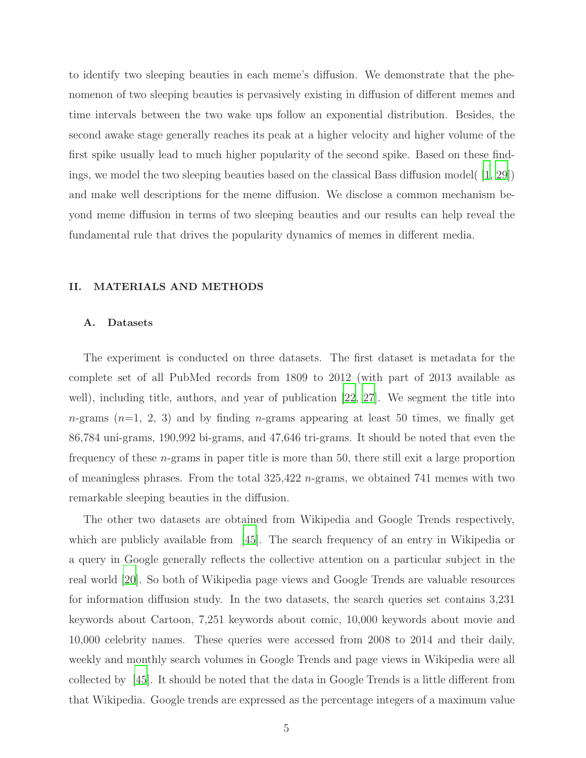to identify two sleeping beauties in each meme's diffusion. We demonstrate that the phenomenon of two sleeping beauties is pervasively existing in diffusion of different memes and time intervals between the two wake ups follow an exponential distribution. Besides, the second awake stage generally reaches its peak at a higher velocity and higher volume of the first spike usually lead to much higher popularity of the second spike. Based on these findings, we model the two sleeping beauties based on the classical Bass diffusion model( [1, 29]) and make well descriptions for the meme diffusion. We disclose a common mechanism beyond meme diffusion in terms of two sleeping beauties and our results can help reveal the fundamental rule that drives the popularity dynamics of memes in different media.

## II. MATERIALS AND METHODS

### A. Datasets

The experiment is conducted on three datasets. The first dataset is metadata for the complete set of all PubMed records from 1809 to 2012 (with part of 2013 available as well), including title, authors, and year of publication [22, 27]. We segment the title into $n$-grams ($n$=1, 2, 3) and by finding $n$-grams appearing at least 50 times, we finally get 86,784 uni-grams, 190,992 bi-grams, and 47,646 tri-grams. It should be noted that even the frequency of these $n$-grams in paper title is more than 50, there still exit a large proportion of meaningless phrases. From the total 325,422 $n$-grams, we obtained 741 memes with two remarkable sleeping beauties in the diffusion.

The other two datasets are obtained from Wikipedia and Google Trends respectively, which are publicly available from [45]. The search frequency of an entry in Wikipedia or a query in Google generally reflects the collective attention on a particular subject in the real world [20]. So both of Wikipedia page views and Google Trends are valuable resources for information diffusion study. In the two datasets, the search queries set contains 3,231 keywords about Cartoon, 7,251 keywords about comic, 10,000 keywords about movie and 10,000 celebrity names. These queries were accessed from 2008 to 2014 and their daily, weekly and monthly search volumes in Google Trends and page views in Wikipedia were all collected by [45]. It should be noted that the data in Google Trends is a little different from that Wikipedia. Google trends are expressed as the percentage integers of a maximum value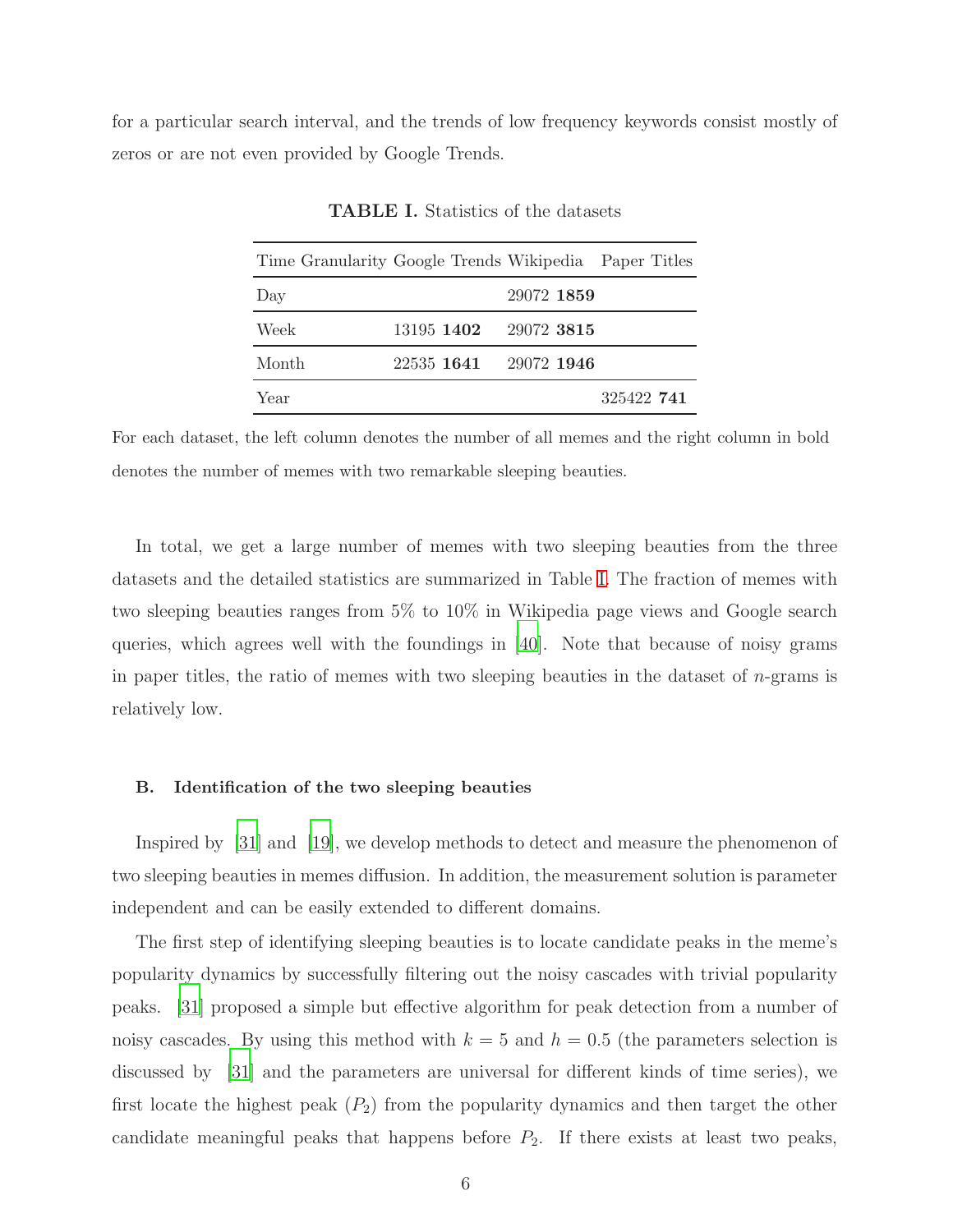for a particular search interval, and the trends of low frequency keywords consist mostly of zeros or are not even provided by Google Trends.

**TABLE I.** Statistics of the datasets

| Time Granularity | Google Trends | Wikipedia | Paper Titles |
|---|---|---|---|
| Day | | 29072 **1859** | |
| Week | 13195 **1402** | 29072 **3815** | |
| Month | 22535 **1641** | 29072 **1946** | |
| Year | | | 325422 **741** |

For each dataset, the left column denotes the number of all memes and the right column in bold denotes the number of memes with two remarkable sleeping beauties.

In total, we get a large number of memes with two sleeping beauties from the three datasets and the detailed statistics are summarized in Table I. The fraction of memes with two sleeping beauties ranges from 5% to 10% in Wikipedia page views and Google search queries, which agrees well with the foundings in [40]. Note that because of noisy grams in paper titles, the ratio of memes with two sleeping beauties in the dataset of $n$-grams is relatively low.

### B. Identification of the two sleeping beauties

Inspired by [31] and [19], we develop methods to detect and measure the phenomenon of two sleeping beauties in memes diffusion. In addition, the measurement solution is parameter independent and can be easily extended to different domains.

The first step of identifying sleeping beauties is to locate candidate peaks in the meme's popularity dynamics by successfully filtering out the noisy cascades with trivial popularity peaks. [31] proposed a simple but effective algorithm for peak detection from a number of noisy cascades. By using this method with $k = 5$ and $h = 0.5$ (the parameters selection is discussed by [31] and the parameters are universal for different kinds of time series), we first locate the highest peak ($P_2$) from the popularity dynamics and then target the other candidate meaningful peaks that happens before $P_2$. If there exists at least two peaks,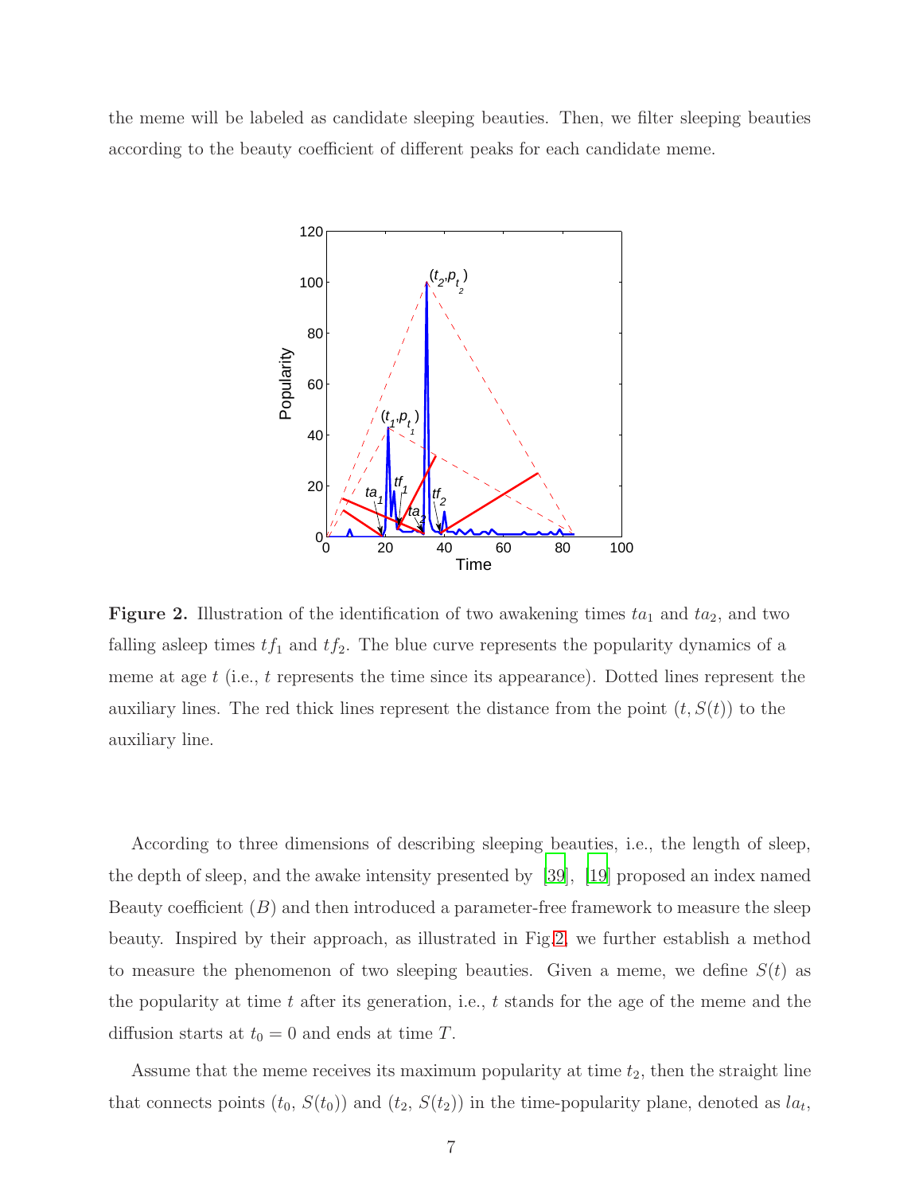the meme will be labeled as candidate sleeping beauties. Then, we filter sleeping beauties according to the beauty coefficient of different peaks for each candidate meme.

**Figure 2.** Illustration of the identification of two awakening times $ta_1$ and $ta_2$, and two falling asleep times $tf_1$ and $tf_2$. The blue curve represents the popularity dynamics of a meme at age $t$ (i.e., $t$ represents the time since its appearance). Dotted lines represent the auxiliary lines. The red thick lines represent the distance from the point $(t, S(t))$ to the auxiliary line.

According to three dimensions of describing sleeping beauties, i.e., the length of sleep, the depth of sleep, and the awake intensity presented by [39], [19] proposed an index named Beauty coefficient ($B$) and then introduced a parameter-free framework to measure the sleep beauty. Inspired by their approach, as illustrated in Fig.2, we further establish a method to measure the phenomenon of two sleeping beauties. Given a meme, we define $S(t)$ as the popularity at time $t$ after its generation, i.e., $t$ stands for the age of the meme and the diffusion starts at $t_0 = 0$ and ends at time $T$.

Assume that the meme receives its maximum popularity at time $t_2$, then the straight line that connects points $(t_0, S(t_0))$ and $(t_2, S(t_2))$ in the time-popularity plane, denoted as $la_t$,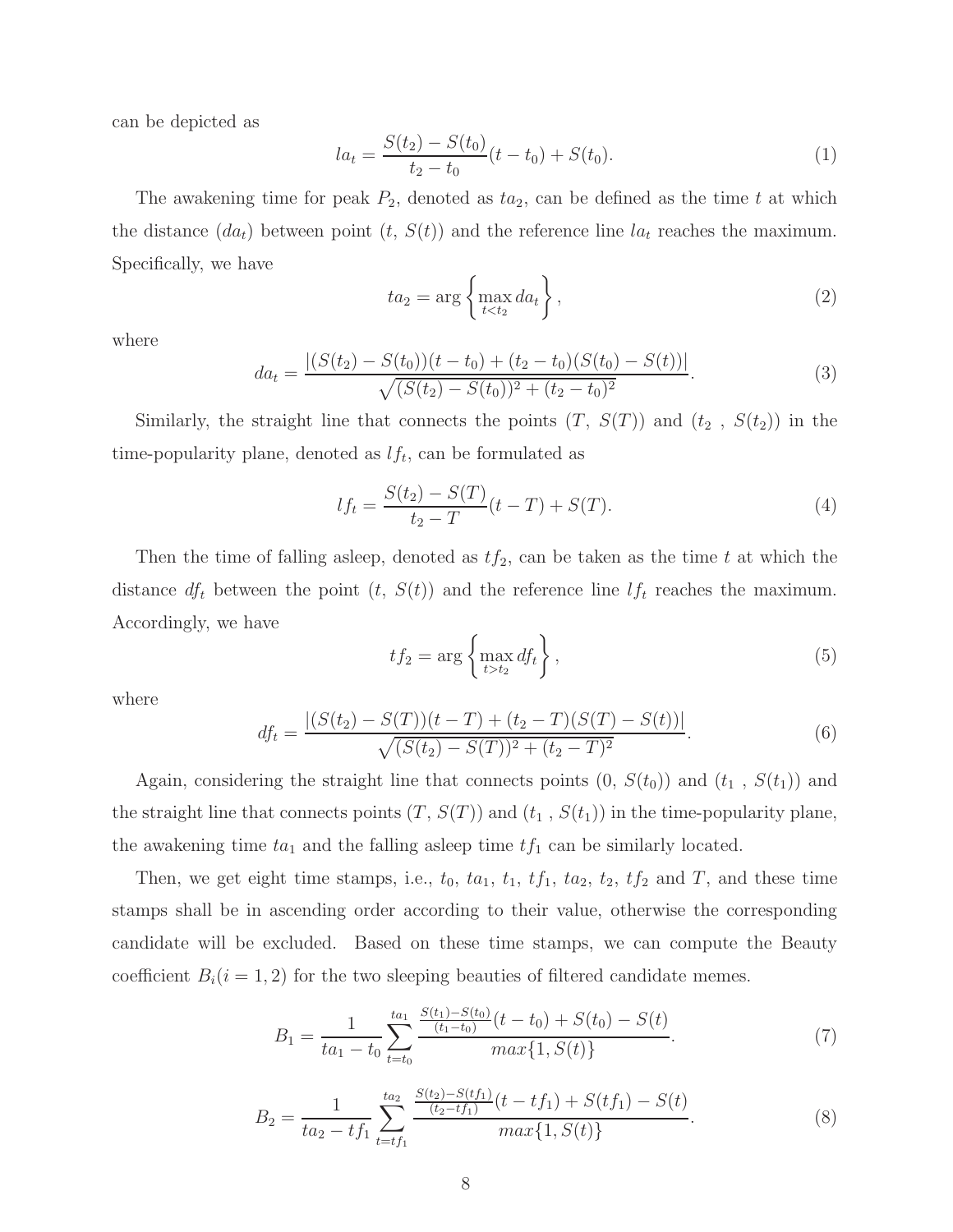can be depicted as

$$la_t = \frac{S(t_2) - S(t_0)}{t_2 - t_0}(t - t_0) + S(t_0). \tag{1}$$

The awakening time for peak $P_2$, denoted as $ta_2$, can be defined as the time $t$ at which the distance ($da_t$) between point ($t$, $S(t)$) and the reference line $la_t$ reaches the maximum. Specifically, we have

$$ta_2 = \arg\left\{\max_{t<t_2} da_t\right\}, \tag{2}$$

where

$$da_t = \frac{|(S(t_2) - S(t_0))(t - t_0) + (t_2 - t_0)(S(t_0) - S(t))|}{\sqrt{(S(t_2) - S(t_0))^2 + (t_2 - t_0)^2}}. \tag{3}$$

Similarly, the straight line that connects the points ($T$, $S(T)$) and ($t_2$ , $S(t_2)$) in the time-popularity plane, denoted as $lf_t$, can be formulated as

$$lf_t = \frac{S(t_2) - S(T)}{t_2 - T}(t - T) + S(T). \tag{4}$$

Then the time of falling asleep, denoted as $tf_2$, can be taken as the time $t$ at which the distance $df_t$ between the point ($t$, $S(t)$) and the reference line $lf_t$ reaches the maximum. Accordingly, we have

$$tf_2 = \arg\left\{\max_{t>t_2} df_t\right\}, \tag{5}$$

where

$$df_t = \frac{|(S(t_2) - S(T))(t - T) + (t_2 - T)(S(T) - S(t))|}{\sqrt{(S(t_2) - S(T))^2 + (t_2 - T)^2}}. \tag{6}$$

Again, considering the straight line that connects points ($0$, $S(t_0)$) and ($t_1$ , $S(t_1)$) and the straight line that connects points ($T$, $S(T)$) and ($t_1$ , $S(t_1)$) in the time-popularity plane, the awakening time $ta_1$ and the falling asleep time $tf_1$ can be similarly located.

Then, we get eight time stamps, i.e., $t_0$, $ta_1$, $t_1$, $tf_1$, $ta_2$, $t_2$, $tf_2$ and $T$, and these time stamps shall be in ascending order according to their value, otherwise the corresponding candidate will be excluded. Based on these time stamps, we can compute the Beauty coefficient $B_i (i = 1, 2)$ for the two sleeping beauties of filtered candidate memes.

$$B_1 = \frac{1}{ta_1 - t_0}\sum_{t=t_0}^{ta_1} \frac{\frac{S(t_1)-S(t_0)}{(t_1-t_0)}(t - t_0) + S(t_0) - S(t)}{max\{1, S(t)\}}. \tag{7}$$

$$B_2 = \frac{1}{ta_2 - tf_1}\sum_{t=tf_1}^{ta_2} \frac{\frac{S(t_2)-S(tf_1)}{(t_2-tf_1)}(t - tf_1) + S(tf_1) - S(t)}{max\{1, S(t)\}}. \tag{8}$$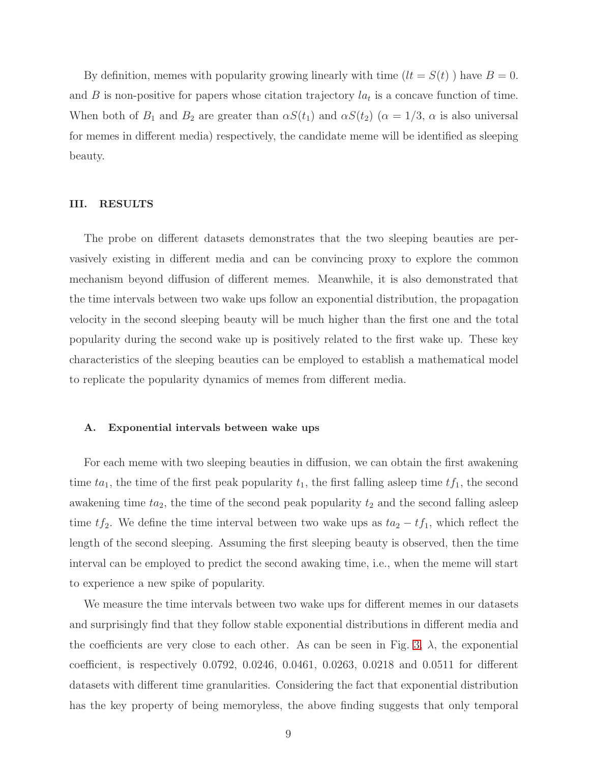By definition, memes with popularity growing linearly with time ($lt = S(t)$ ) have $B = 0$. and $B$ is non-positive for papers whose citation trajectory $la_t$ is a concave function of time. When both of $B_1$ and $B_2$ are greater than $\alpha S(t_1)$ and $\alpha S(t_2)$ ($\alpha = 1/3$, $\alpha$ is also universal for memes in different media) respectively, the candidate meme will be identified as sleeping beauty.

## III. RESULTS

The probe on different datasets demonstrates that the two sleeping beauties are pervasively existing in different media and can be convincing proxy to explore the common mechanism beyond diffusion of different memes. Meanwhile, it is also demonstrated that the time intervals between two wake ups follow an exponential distribution, the propagation velocity in the second sleeping beauty will be much higher than the first one and the total popularity during the second wake up is positively related to the first wake up. These key characteristics of the sleeping beauties can be employed to establish a mathematical model to replicate the popularity dynamics of memes from different media.

### A. Exponential intervals between wake ups

For each meme with two sleeping beauties in diffusion, we can obtain the first awakening time $ta_1$, the time of the first peak popularity $t_1$, the first falling asleep time $tf_1$, the second awakening time $ta_2$, the time of the second peak popularity $t_2$ and the second falling asleep time $tf_2$. We define the time interval between two wake ups as $ta_2 - tf_1$, which reflect the length of the second sleeping. Assuming the first sleeping beauty is observed, then the time interval can be employed to predict the second awaking time, i.e., when the meme will start to experience a new spike of popularity.

We measure the time intervals between two wake ups for different memes in our datasets and surprisingly find that they follow stable exponential distributions in different media and the coefficients are very close to each other. As can be seen in Fig. 3, $\lambda$, the exponential coefficient, is respectively 0.0792, 0.0246, 0.0461, 0.0263, 0.0218 and 0.0511 for different datasets with different time granularities. Considering the fact that exponential distribution has the key property of being memoryless, the above finding suggests that only temporal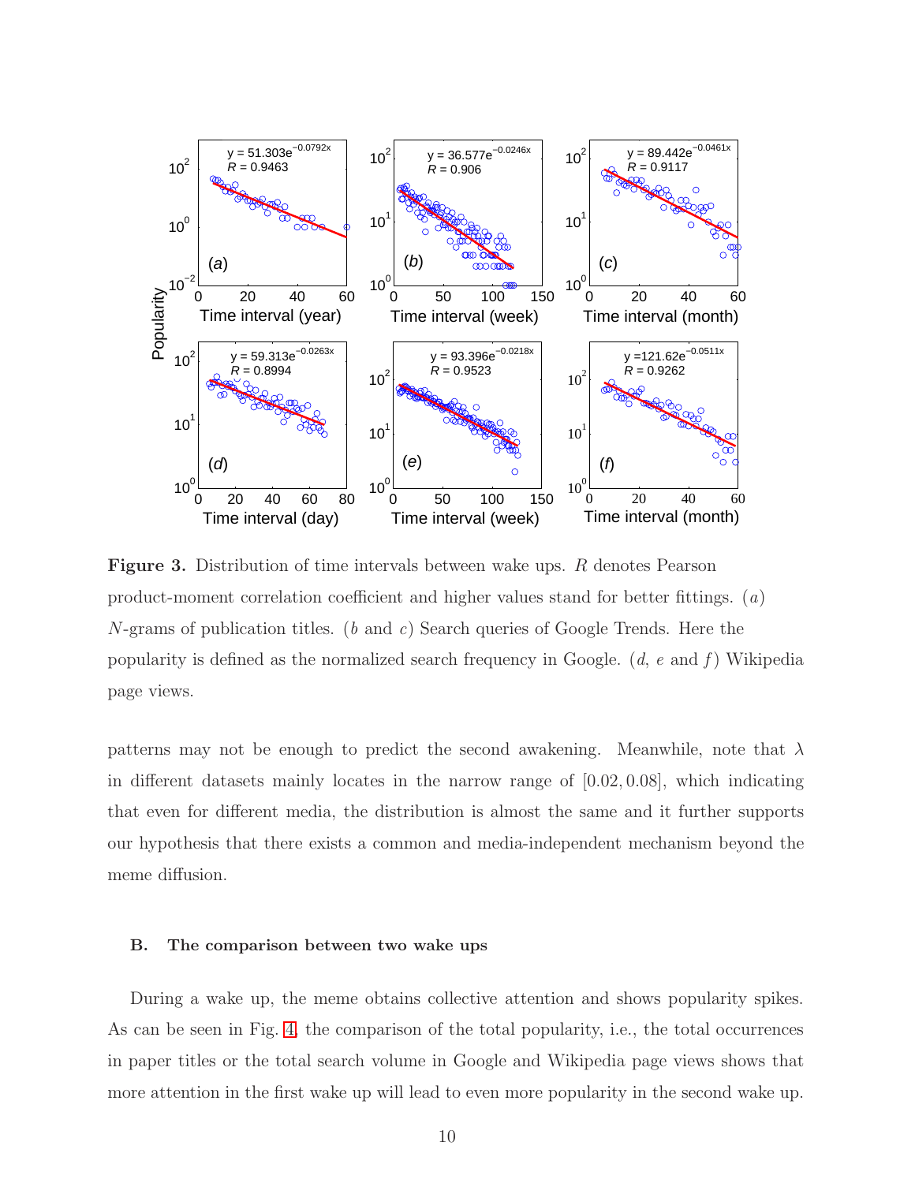**Figure 3.** Distribution of time intervals between wake ups. $R$ denotes Pearson product-moment correlation coefficient and higher values stand for better fittings. ($a$) $N$-grams of publication titles. ($b$ and $c$) Search queries of Google Trends. Here the popularity is defined as the normalized search frequency in Google. ($d$, $e$ and $f$) Wikipedia page views.

patterns may not be enough to predict the second awakening. Meanwhile, note that $\lambda$ in different datasets mainly locates in the narrow range of $[0.02, 0.08]$, which indicating that even for different media, the distribution is almost the same and it further supports our hypothesis that there exists a common and media-independent mechanism beyond the meme diffusion.

### B. The comparison between two wake ups

During a wake up, the meme obtains collective attention and shows popularity spikes. As can be seen in Fig. 4, the comparison of the total popularity, i.e., the total occurrences in paper titles or the total search volume in Google and Wikipedia page views shows that more attention in the first wake up will lead to even more popularity in the second wake up.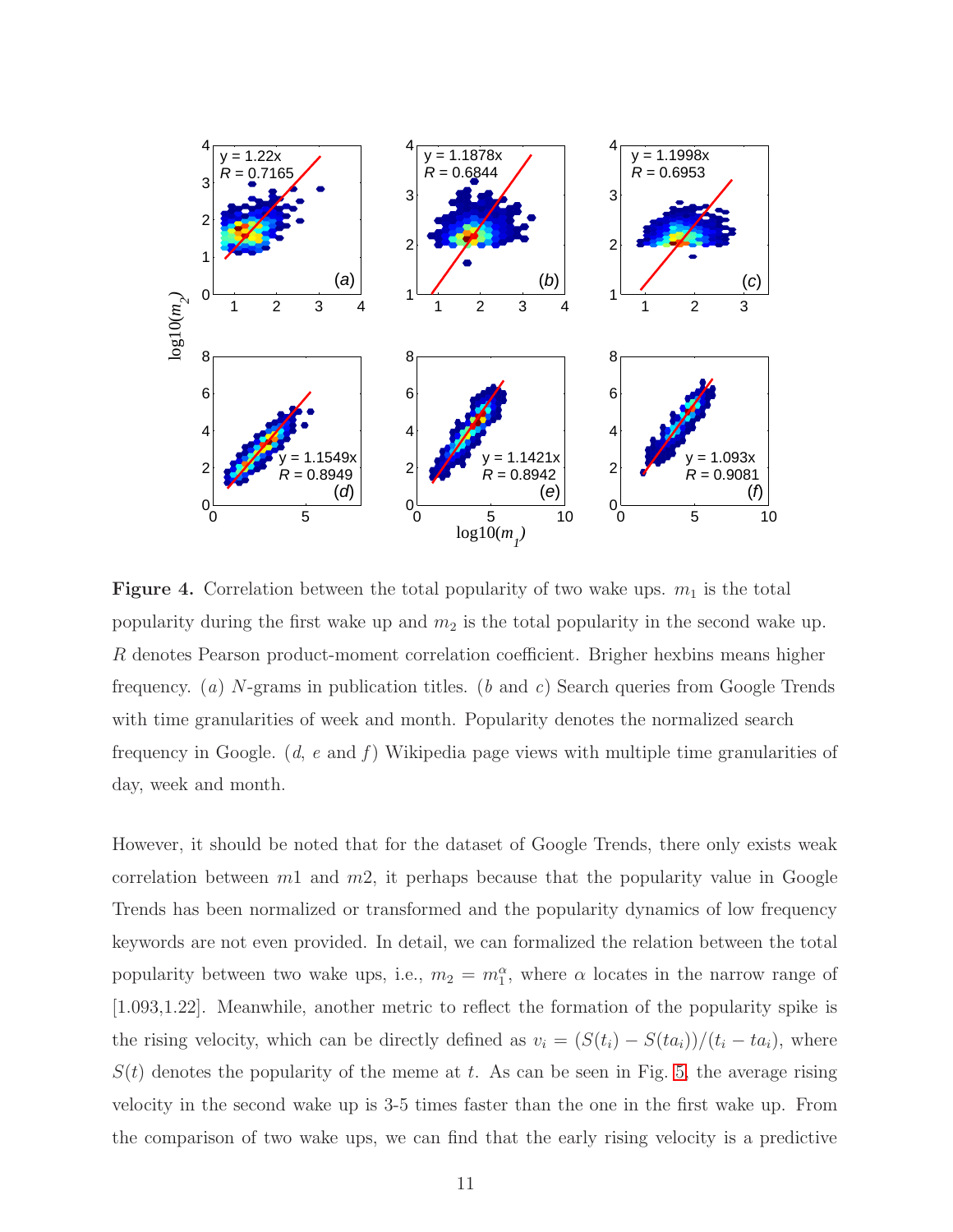**Figure 4.** Correlation between the total popularity of two wake ups. $m_1$ is the total popularity during the first wake up and $m_2$ is the total popularity in the second wake up. $R$ denotes Pearson product-moment correlation coefficient. Brigher hexbins means higher frequency. ($a$) $N$-grams in publication titles. ($b$ and $c$) Search queries from Google Trends with time granularities of week and month. Popularity denotes the normalized search frequency in Google. ($d$, $e$ and $f$) Wikipedia page views with multiple time granularities of day, week and month.

However, it should be noted that for the dataset of Google Trends, there only exists weak correlation between $m1$ and $m2$, it perhaps because that the popularity value in Google Trends has been normalized or transformed and the popularity dynamics of low frequency keywords are not even provided. In detail, we can formalized the relation between the total popularity between two wake ups, i.e., $m_2 = m_1^{\alpha}$, where $\alpha$ locates in the narrow range of [1.093,1.22]. Meanwhile, another metric to reflect the formation of the popularity spike is the rising velocity, which can be directly defined as $v_i = (S(t_i) - S(ta_i))/(t_i - ta_i)$, where $S(t)$ denotes the popularity of the meme at $t$. As can be seen in Fig. 5, the average rising velocity in the second wake up is 3-5 times faster than the one in the first wake up. From the comparison of two wake ups, we can find that the early rising velocity is a predictive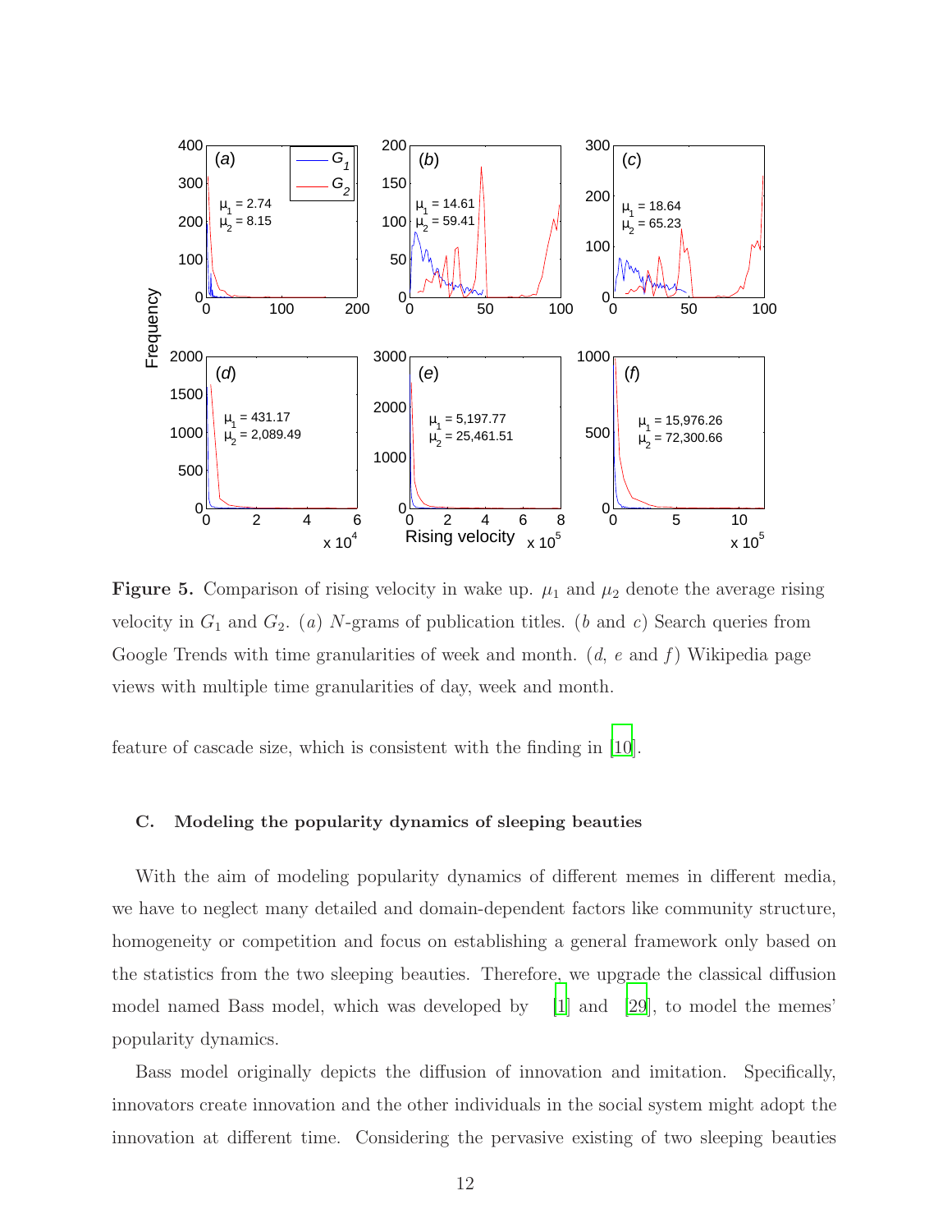**Figure 5.** Comparison of rising velocity in wake up. $\mu_1$ and $\mu_2$ denote the average rising velocity in $G_1$ and $G_2$. ($a$) $N$-grams of publication titles. ($b$ and $c$) Search queries from Google Trends with time granularities of week and month. ($d$, $e$ and $f$) Wikipedia page views with multiple time granularities of day, week and month.

feature of cascade size, which is consistent with the finding in [10].

### C. Modeling the popularity dynamics of sleeping beauties

With the aim of modeling popularity dynamics of different memes in different media, we have to neglect many detailed and domain-dependent factors like community structure, homogeneity or competition and focus on establishing a general framework only based on the statistics from the two sleeping beauties. Therefore, we upgrade the classical diffusion model named Bass model, which was developed by [1] and [29], to model the memes' popularity dynamics.

Bass model originally depicts the diffusion of innovation and imitation. Specifically, innovators create innovation and the other individuals in the social system might adopt the innovation at different time. Considering the pervasive existing of two sleeping beauties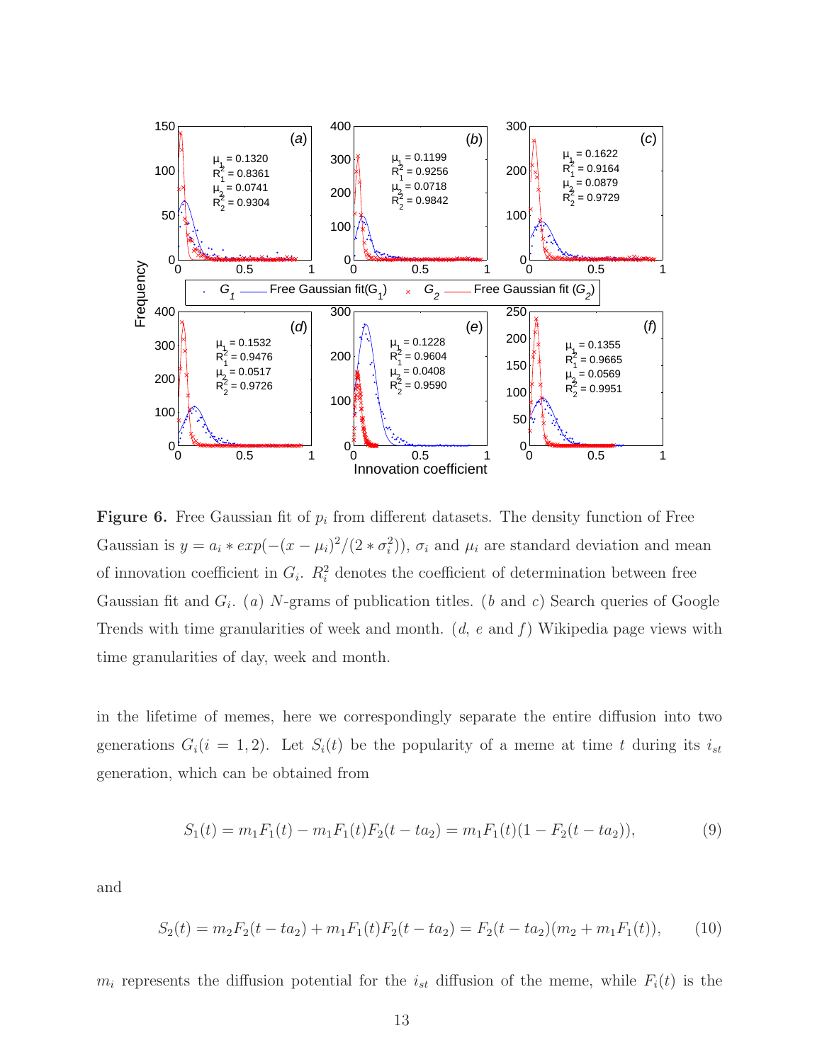**Figure 6.** Free Gaussian fit of $p_i$ from different datasets. The density function of Free Gaussian is $y = a_i * exp(-(x-\mu_i)^2/(2*\sigma_i^2))$, $\sigma_i$ and $\mu_i$ are standard deviation and mean of innovation coefficient in $G_i$. $R_i^2$ denotes the coefficient of determination between free Gaussian fit and $G_i$. ($a$) $N$-grams of publication titles. ($b$ and $c$) Search queries of Google Trends with time granularities of week and month. ($d$, $e$ and $f$) Wikipedia page views with time granularities of day, week and month.

in the lifetime of memes, here we correspondingly separate the entire diffusion into two generations $G_i(i = 1, 2)$. Let $S_i(t)$ be the popularity of a meme at time $t$ during its $i_{st}$ generation, which can be obtained from

$$S_1(t) = m_1 F_1(t) - m_1 F_1(t) F_2(t - ta_2) = m_1 F_1(t)(1 - F_2(t - ta_2)), \tag{9}$$

and

$$S_2(t) = m_2 F_2(t - ta_2) + m_1 F_1(t) F_2(t - ta_2) = F_2(t - ta_2)(m_2 + m_1 F_1(t)), \tag{10}$$

$m_i$ represents the diffusion potential for the $i_{st}$ diffusion of the meme, while $F_i(t)$ is the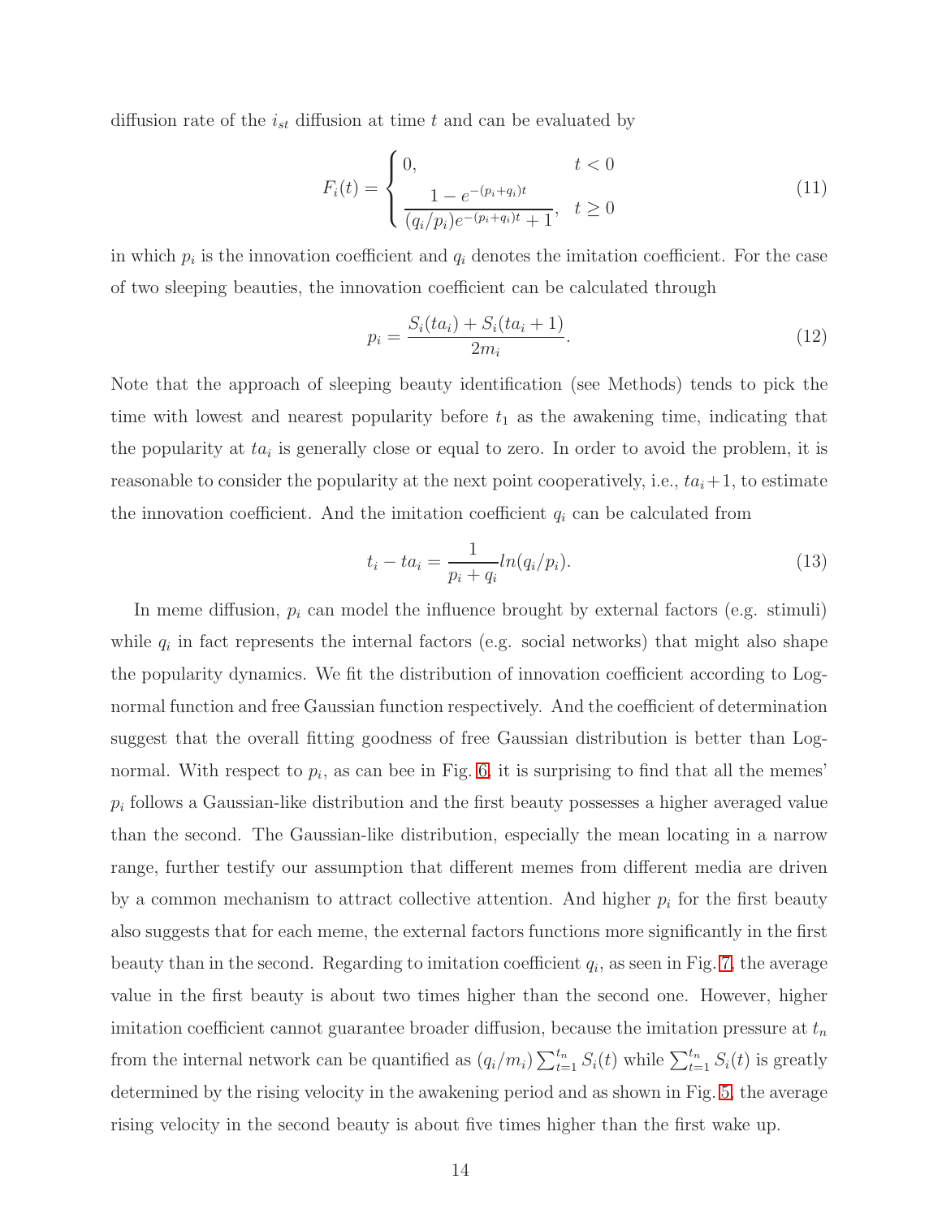diffusion rate of the $i_{st}$ diffusion at time $t$ and can be evaluated by

$$F_i(t) = \begin{cases} 0, & t < 0 \\ \dfrac{1 - e^{-(p_i+q_i)t}}{(q_i/p_i)e^{-(p_i+q_i)t} + 1}, & t \geq 0 \end{cases} \tag{11}$$

in which $p_i$ is the innovation coefficient and $q_i$ denotes the imitation coefficient. For the case of two sleeping beauties, the innovation coefficient can be calculated through

$$p_i = \frac{S_i(ta_i) + S_i(ta_i + 1)}{2m_i}. \tag{12}$$

Note that the approach of sleeping beauty identification (see Methods) tends to pick the time with lowest and nearest popularity before $t_1$ as the awakening time, indicating that the popularity at $ta_i$ is generally close or equal to zero. In order to avoid the problem, it is reasonable to consider the popularity at the next point cooperatively, i.e., $ta_i+1$, to estimate the innovation coefficient. And the imitation coefficient $q_i$ can be calculated from

$$t_i - ta_i = \frac{1}{p_i + q_i} ln(q_i/p_i). \tag{13}$$

In meme diffusion, $p_i$ can model the influence brought by external factors (e.g. stimuli) while $q_i$ in fact represents the internal factors (e.g. social networks) that might also shape the popularity dynamics. We fit the distribution of innovation coefficient according to Log-normal function and free Gaussian function respectively. And the coefficient of determination suggest that the overall fitting goodness of free Gaussian distribution is better than Log-normal. With respect to $p_i$, as can bee in Fig. 6, it is surprising to find that all the memes' $p_i$ follows a Gaussian-like distribution and the first beauty possesses a higher averaged value than the second. The Gaussian-like distribution, especially the mean locating in a narrow range, further testify our assumption that different memes from different media are driven by a common mechanism to attract collective attention. And higher $p_i$ for the first beauty also suggests that for each meme, the external factors functions more significantly in the first beauty than in the second. Regarding to imitation coefficient $q_i$, as seen in Fig. 7, the average value in the first beauty is about two times higher than the second one. However, higher imitation coefficient cannot guarantee broader diffusion, because the imitation pressure at $t_n$ from the internal network can be quantified as $(q_i/m_i)\sum_{t=1}^{t_n} S_i(t)$ while $\sum_{t=1}^{t_n} S_i(t)$ is greatly determined by the rising velocity in the awakening period and as shown in Fig. 5, the average rising velocity in the second beauty is about five times higher than the first wake up.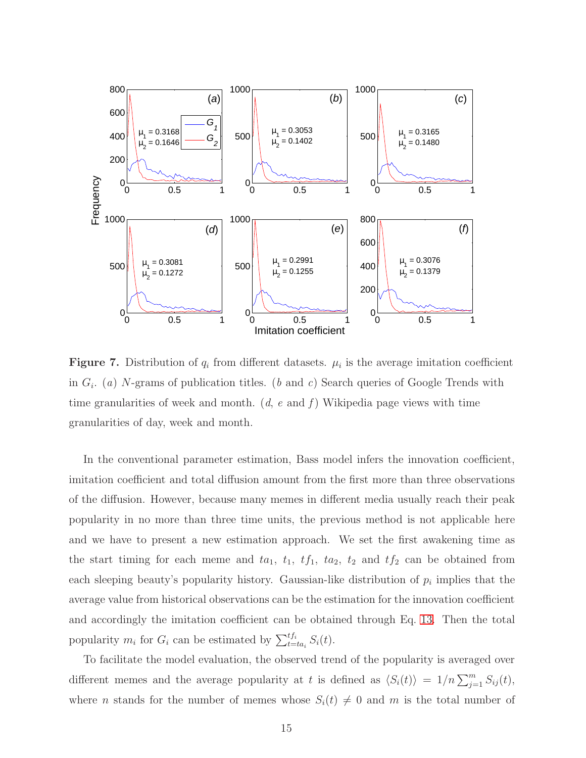**Figure 7.** Distribution of $q_i$ from different datasets. $\mu_i$ is the average imitation coefficient in $G_i$. ($a$) $N$-grams of publication titles. ($b$ and $c$) Search queries of Google Trends with time granularities of week and month. ($d$, $e$ and $f$) Wikipedia page views with time granularities of day, week and month.

In the conventional parameter estimation, Bass model infers the innovation coefficient, imitation coefficient and total diffusion amount from the first more than three observations of the diffusion. However, because many memes in different media usually reach their peak popularity in no more than three time units, the previous method is not applicable here and we have to present a new estimation approach. We set the first awakening time as the start timing for each meme and $ta_1$, $t_1$, $tf_1$, $ta_2$, $t_2$ and $tf_2$ can be obtained from each sleeping beauty's popularity history. Gaussian-like distribution of $p_i$ implies that the average value from historical observations can be the estimation for the innovation coefficient and accordingly the imitation coefficient can be obtained through Eq. 13. Then the total popularity $m_i$ for $G_i$ can be estimated by $\sum_{t=ta_i}^{tf_i} S_i(t)$.

To facilitate the model evaluation, the observed trend of the popularity is averaged over different memes and the average popularity at $t$ is defined as $\langle S_i(t)\rangle = 1/n \sum_{j=1}^{m} S_{ij}(t)$, where $n$ stands for the number of memes whose $S_i(t) \neq 0$ and $m$ is the total number of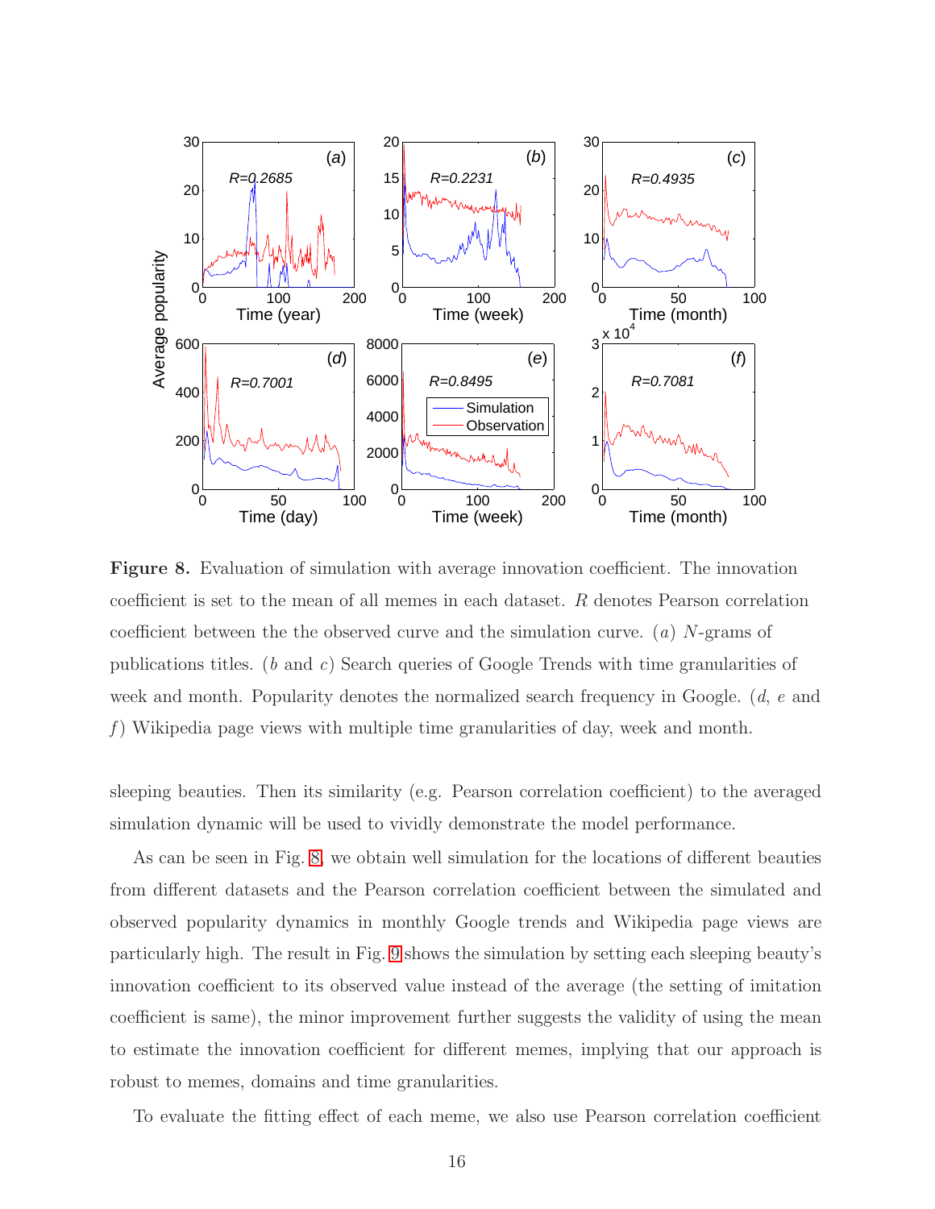**Figure 8.** Evaluation of simulation with average innovation coefficient. The innovation coefficient is set to the mean of all memes in each dataset. $R$ denotes Pearson correlation coefficient between the the observed curve and the simulation curve. ($a$) $N$-grams of publications titles. ($b$ and $c$) Search queries of Google Trends with time granularities of week and month. Popularity denotes the normalized search frequency in Google. ($d$, $e$ and $f$) Wikipedia page views with multiple time granularities of day, week and month.

sleeping beauties. Then its similarity (e.g. Pearson correlation coefficient) to the averaged simulation dynamic will be used to vividly demonstrate the model performance.

As can be seen in Fig. 8, we obtain well simulation for the locations of different beauties from different datasets and the Pearson correlation coefficient between the simulated and observed popularity dynamics in monthly Google trends and Wikipedia page views are particularly high. The result in Fig. 9 shows the simulation by setting each sleeping beauty's innovation coefficient to its observed value instead of the average (the setting of imitation coefficient is same), the minor improvement further suggests the validity of using the mean to estimate the innovation coefficient for different memes, implying that our approach is robust to memes, domains and time granularities.

To evaluate the fitting effect of each meme, we also use Pearson correlation coefficient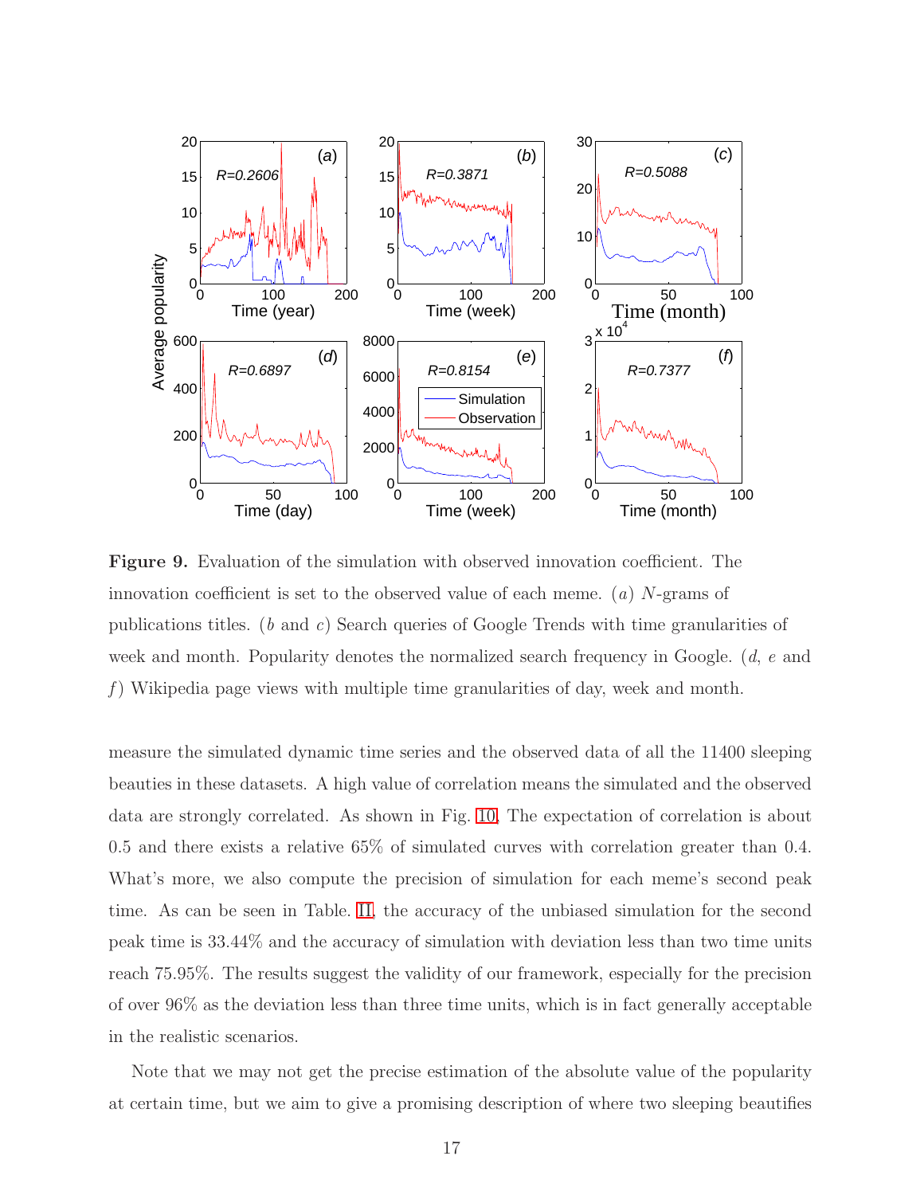**Figure 9.** Evaluation of the simulation with observed innovation coefficient. The innovation coefficient is set to the observed value of each meme. ($a$) $N$-grams of publications titles. ($b$ and $c$) Search queries of Google Trends with time granularities of week and month. Popularity denotes the normalized search frequency in Google. ($d$, $e$ and $f$) Wikipedia page views with multiple time granularities of day, week and month.

measure the simulated dynamic time series and the observed data of all the 11400 sleeping beauties in these datasets. A high value of correlation means the simulated and the observed data are strongly correlated. As shown in Fig. 10, The expectation of correlation is about 0.5 and there exists a relative 65% of simulated curves with correlation greater than 0.4. What's more, we also compute the precision of simulation for each meme's second peak time. As can be seen in Table. II, the accuracy of the unbiased simulation for the second peak time is 33.44% and the accuracy of simulation with deviation less than two time units reach 75.95%. The results suggest the validity of our framework, especially for the precision of over 96% as the deviation less than three time units, which is in fact generally acceptable in the realistic scenarios.

Note that we may not get the precise estimation of the absolute value of the popularity at certain time, but we aim to give a promising description of where two sleeping beautifies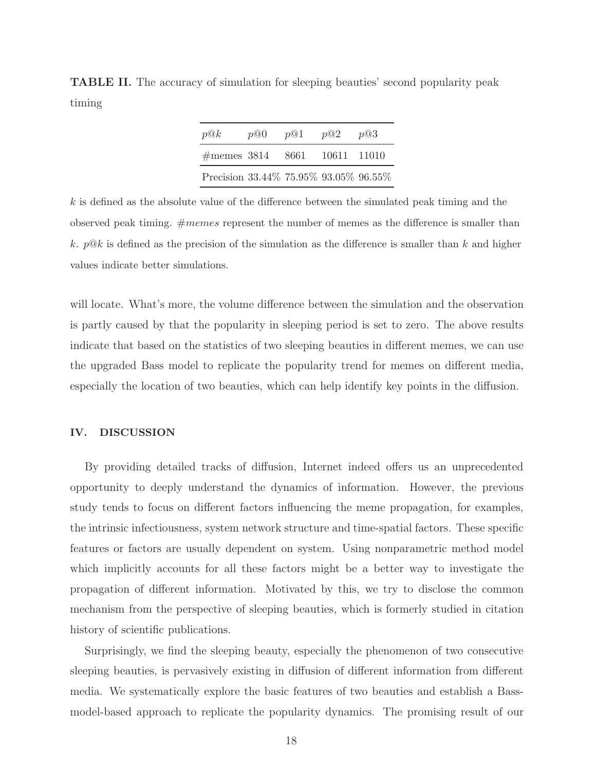**TABLE II.** The accuracy of simulation for sleeping beauties' second popularity peak timing

| $p@k$ | $p@0$ | $p@1$ | $p@2$ | $p@3$ |
|---|---|---|---|---|
| #memes | 3814 | 8661 | 10611 | 11010 |
| Precision | 33.44% | 75.95% | 93.05% | 96.55% |

$k$ is defined as the absolute value of the difference between the simulated peak timing and the observed peak timing. *#memes* represent the number of memes as the difference is smaller than $k$. $p@k$ is defined as the precision of the simulation as the difference is smaller than $k$ and higher values indicate better simulations.

will locate. What's more, the volume difference between the simulation and the observation is partly caused by that the popularity in sleeping period is set to zero. The above results indicate that based on the statistics of two sleeping beauties in different memes, we can use the upgraded Bass model to replicate the popularity trend for memes on different media, especially the location of two beauties, which can help identify key points in the diffusion.

## IV. DISCUSSION

By providing detailed tracks of diffusion, Internet indeed offers us an unprecedented opportunity to deeply understand the dynamics of information. However, the previous study tends to focus on different factors influencing the meme propagation, for examples, the intrinsic infectiousness, system network structure and time-spatial factors. These specific features or factors are usually dependent on system. Using nonparametric method model which implicitly accounts for all these factors might be a better way to investigate the propagation of different information. Motivated by this, we try to disclose the common mechanism from the perspective of sleeping beauties, which is formerly studied in citation history of scientific publications.

Surprisingly, we find the sleeping beauty, especially the phenomenon of two consecutive sleeping beauties, is pervasively existing in diffusion of different information from different media. We systematically explore the basic features of two beauties and establish a Bass-model-based approach to replicate the popularity dynamics. The promising result of our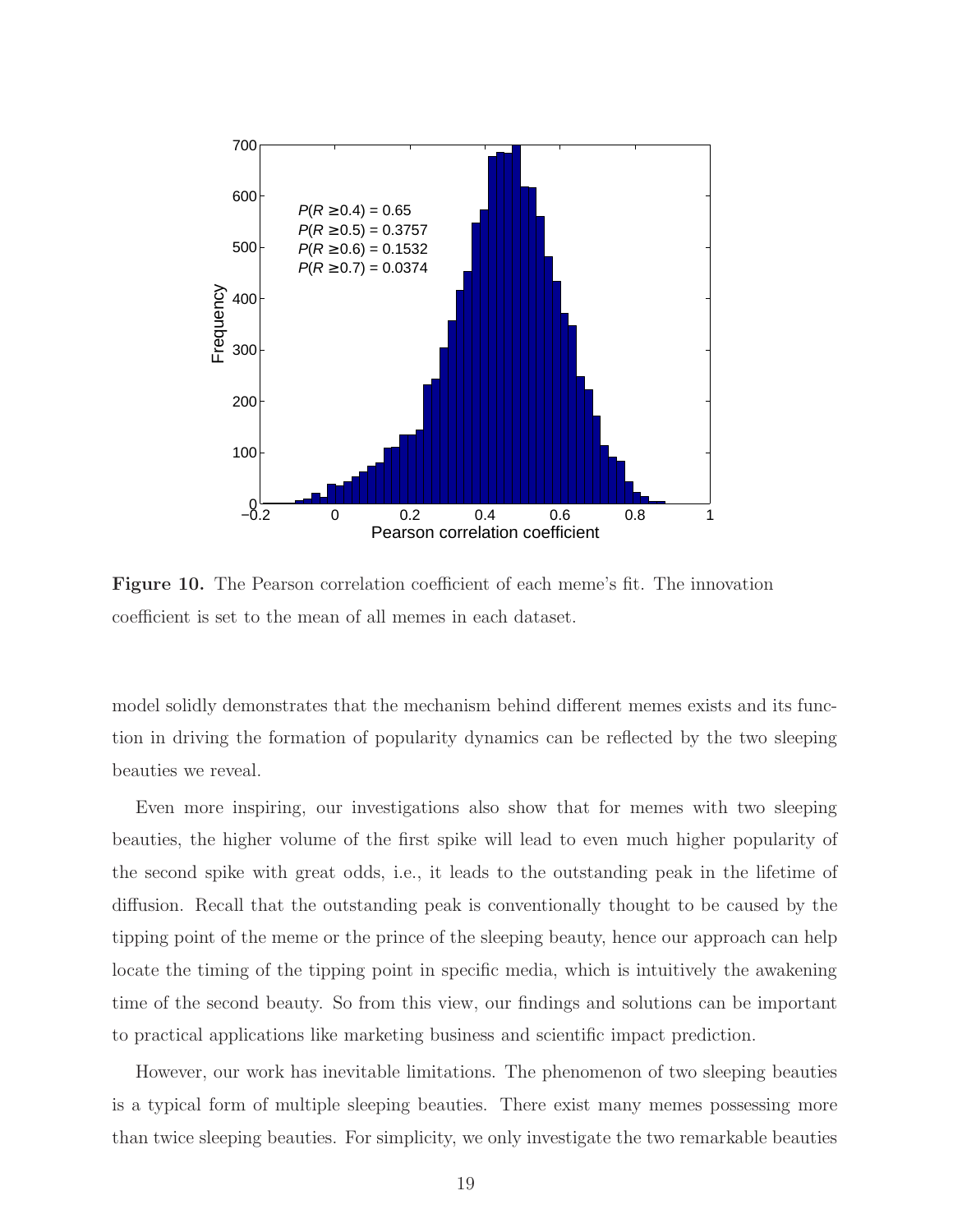**Figure 10.** The Pearson correlation coefficient of each meme's fit. The innovation coefficient is set to the mean of all memes in each dataset.

model solidly demonstrates that the mechanism behind different memes exists and its function in driving the formation of popularity dynamics can be reflected by the two sleeping beauties we reveal.

Even more inspiring, our investigations also show that for memes with two sleeping beauties, the higher volume of the first spike will lead to even much higher popularity of the second spike with great odds, i.e., it leads to the outstanding peak in the lifetime of diffusion. Recall that the outstanding peak is conventionally thought to be caused by the tipping point of the meme or the prince of the sleeping beauty, hence our approach can help locate the timing of the tipping point in specific media, which is intuitively the awakening time of the second beauty. So from this view, our findings and solutions can be important to practical applications like marketing business and scientific impact prediction.

However, our work has inevitable limitations. The phenomenon of two sleeping beauties is a typical form of multiple sleeping beauties. There exist many memes possessing more than twice sleeping beauties. For simplicity, we only investigate the two remarkable beauties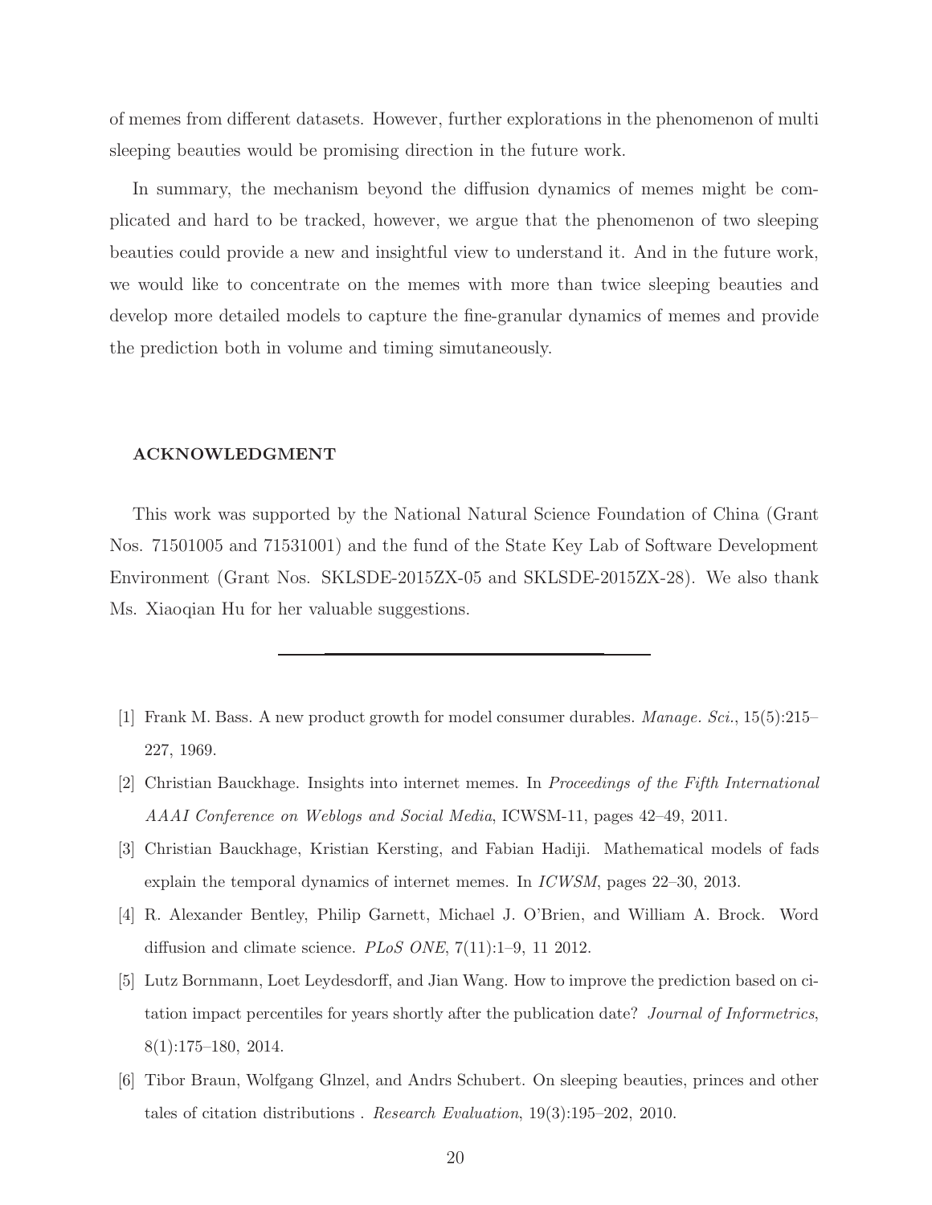of memes from different datasets. However, further explorations in the phenomenon of multi sleeping beauties would be promising direction in the future work.

In summary, the mechanism beyond the diffusion dynamics of memes might be complicated and hard to be tracked, however, we argue that the phenomenon of two sleeping beauties could provide a new and insightful view to understand it. And in the future work, we would like to concentrate on the memes with more than twice sleeping beauties and develop more detailed models to capture the fine-granular dynamics of memes and provide the prediction both in volume and timing simutaneously.

### ACKNOWLEDGMENT

This work was supported by the National Natural Science Foundation of China (Grant Nos. 71501005 and 71531001) and the fund of the State Key Lab of Software Development Environment (Grant Nos. SKLSDE-2015ZX-05 and SKLSDE-2015ZX-28). We also thank Ms. Xiaoqian Hu for her valuable suggestions.

---

[1] Frank M. Bass. A new product growth for model consumer durables. *Manage. Sci.*, 15(5):215–227, 1969.

[2] Christian Bauckhage. Insights into internet memes. In *Proceedings of the Fifth International AAAI Conference on Weblogs and Social Media*, ICWSM-11, pages 42–49, 2011.

[3] Christian Bauckhage, Kristian Kersting, and Fabian Hadiji. Mathematical models of fads explain the temporal dynamics of internet memes. In *ICWSM*, pages 22–30, 2013.

[4] R. Alexander Bentley, Philip Garnett, Michael J. O'Brien, and William A. Brock. Word diffusion and climate science. *PLoS ONE*, 7(11):1–9, 11 2012.

[5] Lutz Bornmann, Loet Leydesdorff, and Jian Wang. How to improve the prediction based on citation impact percentiles for years shortly after the publication date? *Journal of Informetrics*, 8(1):175–180, 2014.

[6] Tibor Braun, Wolfgang Glnzel, and Andrs Schubert. On sleeping beauties, princes and other tales of citation distributions . *Research Evaluation*, 19(3):195–202, 2010.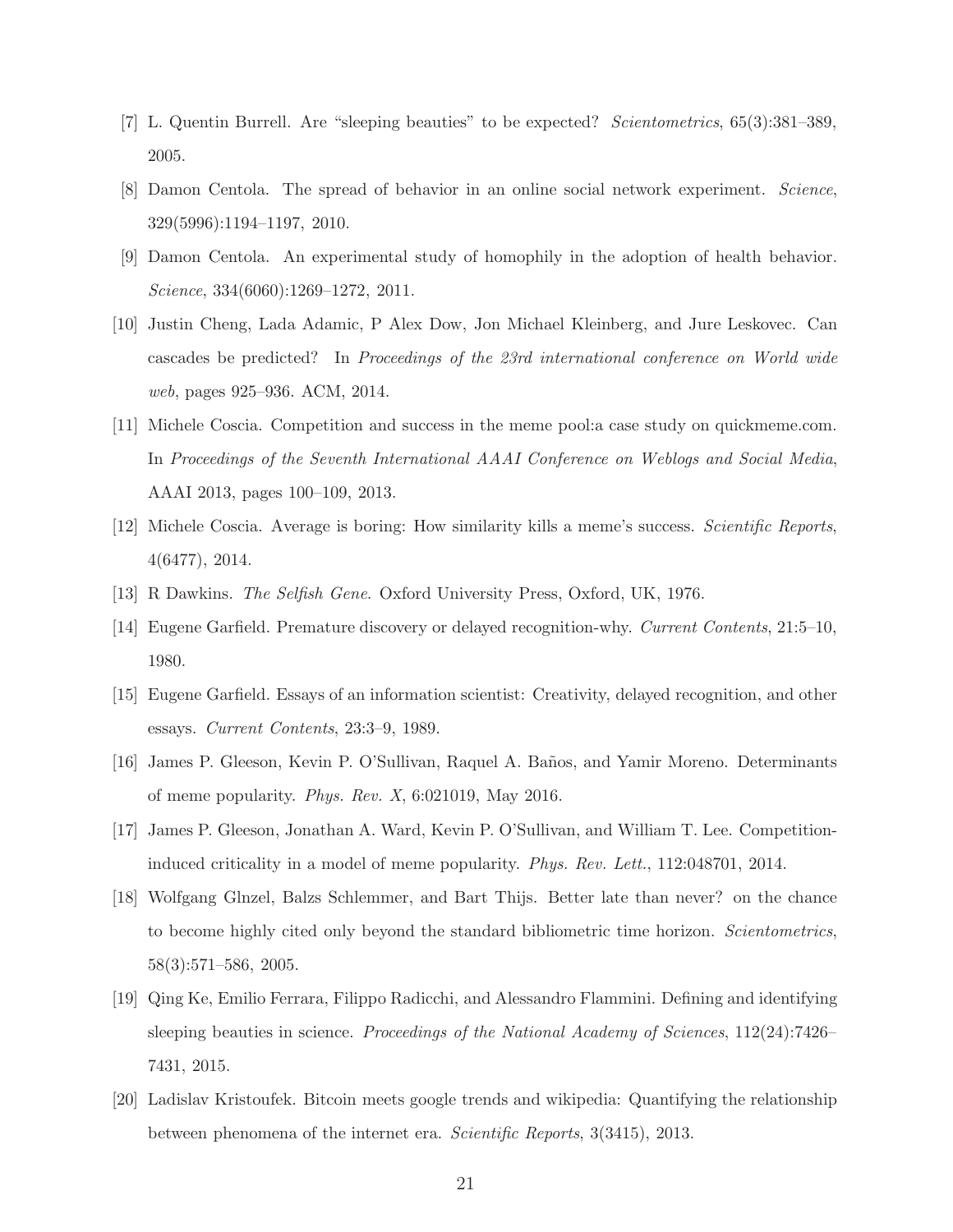[7] L. Quentin Burrell. Are "sleeping beauties" to be expected? *Scientometrics*, 65(3):381–389, 2005.

[8] Damon Centola. The spread of behavior in an online social network experiment. *Science*, 329(5996):1194–1197, 2010.

[9] Damon Centola. An experimental study of homophily in the adoption of health behavior. *Science*, 334(6060):1269–1272, 2011.

[10] Justin Cheng, Lada Adamic, P Alex Dow, Jon Michael Kleinberg, and Jure Leskovec. Can cascades be predicted? In *Proceedings of the 23rd international conference on World wide web*, pages 925–936. ACM, 2014.

[11] Michele Coscia. Competition and success in the meme pool:a case study on quickmeme.com. In *Proceedings of the Seventh International AAAI Conference on Weblogs and Social Media*, AAAI 2013, pages 100–109, 2013.

[12] Michele Coscia. Average is boring: How similarity kills a meme's success. *Scientific Reports*, 4(6477), 2014.

[13] R Dawkins. *The Selfish Gene*. Oxford University Press, Oxford, UK, 1976.

[14] Eugene Garfield. Premature discovery or delayed recognition-why. *Current Contents*, 21:5–10, 1980.

[15] Eugene Garfield. Essays of an information scientist: Creativity, delayed recognition, and other essays. *Current Contents*, 23:3–9, 1989.

[16] James P. Gleeson, Kevin P. O'Sullivan, Raquel A. Baños, and Yamir Moreno. Determinants of meme popularity. *Phys. Rev. X*, 6:021019, May 2016.

[17] James P. Gleeson, Jonathan A. Ward, Kevin P. O'Sullivan, and William T. Lee. Competition-induced criticality in a model of meme popularity. *Phys. Rev. Lett.*, 112:048701, 2014.

[18] Wolfgang Glnzel, Balzs Schlemmer, and Bart Thijs. Better late than never? on the chance to become highly cited only beyond the standard bibliometric time horizon. *Scientometrics*, 58(3):571–586, 2005.

[19] Qing Ke, Emilio Ferrara, Filippo Radicchi, and Alessandro Flammini. Defining and identifying sleeping beauties in science. *Proceedings of the National Academy of Sciences*, 112(24):7426–7431, 2015.

[20] Ladislav Kristoufek. Bitcoin meets google trends and wikipedia: Quantifying the relationship between phenomena of the internet era. *Scientific Reports*, 3(3415), 2013.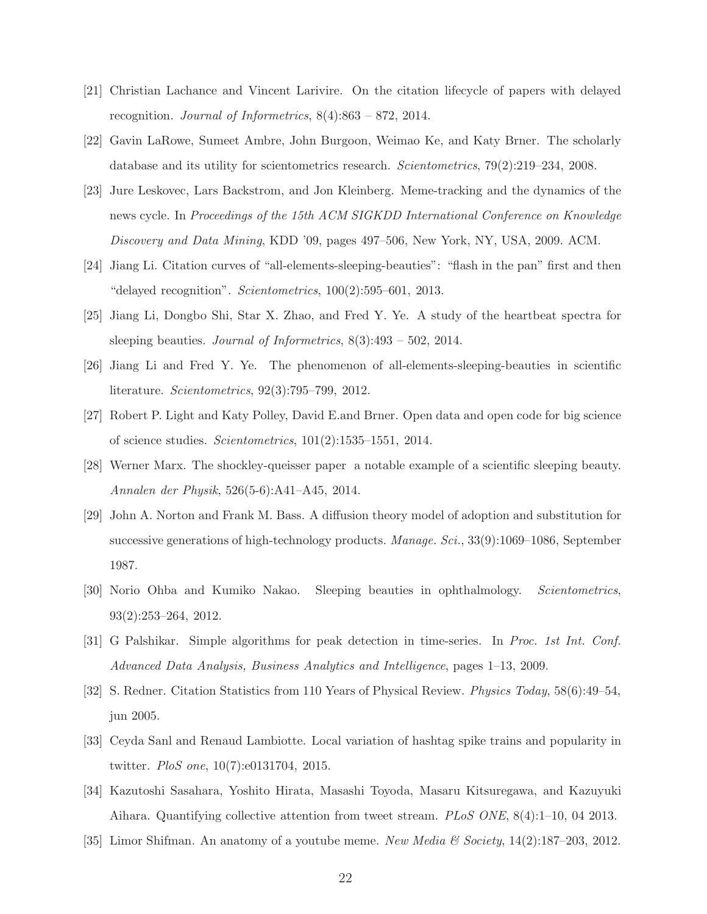[21] Christian Lachance and Vincent Larivire. On the citation lifecycle of papers with delayed recognition. *Journal of Informetrics*, 8(4):863 – 872, 2014.

[22] Gavin LaRowe, Sumeet Ambre, John Burgoon, Weimao Ke, and Katy Brner. The scholarly database and its utility for scientometrics research. *Scientometrics*, 79(2):219–234, 2008.

[23] Jure Leskovec, Lars Backstrom, and Jon Kleinberg. Meme-tracking and the dynamics of the news cycle. In *Proceedings of the 15th ACM SIGKDD International Conference on Knowledge Discovery and Data Mining*, KDD '09, pages 497–506, New York, NY, USA, 2009. ACM.

[24] Jiang Li. Citation curves of "all-elements-sleeping-beauties": "flash in the pan" first and then "delayed recognition". *Scientometrics*, 100(2):595–601, 2013.

[25] Jiang Li, Dongbo Shi, Star X. Zhao, and Fred Y. Ye. A study of the heartbeat spectra for sleeping beauties. *Journal of Informetrics*, 8(3):493 – 502, 2014.

[26] Jiang Li and Fred Y. Ye. The phenomenon of all-elements-sleeping-beauties in scientific literature. *Scientometrics*, 92(3):795–799, 2012.

[27] Robert P. Light and Katy Polley, David E.and Brner. Open data and open code for big science of science studies. *Scientometrics*, 101(2):1535–1551, 2014.

[28] Werner Marx. The shockley-queisser paper a notable example of a scientific sleeping beauty. *Annalen der Physik*, 526(5-6):A41–A45, 2014.

[29] John A. Norton and Frank M. Bass. A diffusion theory model of adoption and substitution for successive generations of high-technology products. *Manage. Sci.*, 33(9):1069–1086, September 1987.

[30] Norio Ohba and Kumiko Nakao. Sleeping beauties in ophthalmology. *Scientometrics*, 93(2):253–264, 2012.

[31] G Palshikar. Simple algorithms for peak detection in time-series. In *Proc. 1st Int. Conf. Advanced Data Analysis, Business Analytics and Intelligence*, pages 1–13, 2009.

[32] S. Redner. Citation Statistics from 110 Years of Physical Review. *Physics Today*, 58(6):49–54, jun 2005.

[33] Ceyda Sanl and Renaud Lambiotte. Local variation of hashtag spike trains and popularity in twitter. *PloS one*, 10(7):e0131704, 2015.

[34] Kazutoshi Sasahara, Yoshito Hirata, Masashi Toyoda, Masaru Kitsuregawa, and Kazuyuki Aihara. Quantifying collective attention from tweet stream. *PLoS ONE*, 8(4):1–10, 04 2013.

[35] Limor Shifman. An anatomy of a youtube meme. *New Media & Society*, 14(2):187–203, 2012.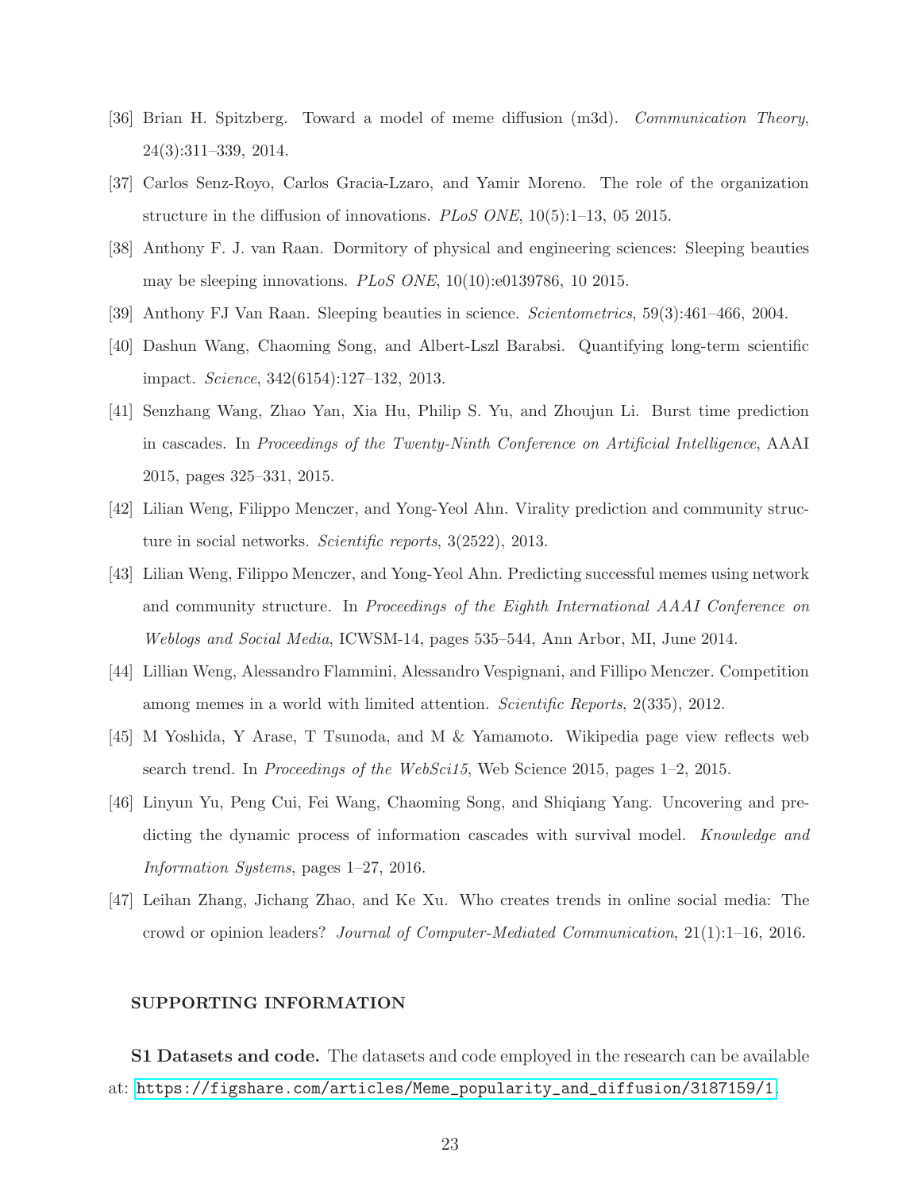[36] Brian H. Spitzberg. Toward a model of meme diffusion (m3d). *Communication Theory*, 24(3):311–339, 2014.

[37] Carlos Senz-Royo, Carlos Gracia-Lzaro, and Yamir Moreno. The role of the organization structure in the diffusion of innovations. *PLoS ONE*, 10(5):1–13, 05 2015.

[38] Anthony F. J. van Raan. Dormitory of physical and engineering sciences: Sleeping beauties may be sleeping innovations. *PLoS ONE*, 10(10):e0139786, 10 2015.

[39] Anthony FJ Van Raan. Sleeping beauties in science. *Scientometrics*, 59(3):461–466, 2004.

[40] Dashun Wang, Chaoming Song, and Albert-Lszl Barabsi. Quantifying long-term scientific impact. *Science*, 342(6154):127–132, 2013.

[41] Senzhang Wang, Zhao Yan, Xia Hu, Philip S. Yu, and Zhoujun Li. Burst time prediction in cascades. In *Proceedings of the Twenty-Ninth Conference on Artificial Intelligence*, AAAI 2015, pages 325–331, 2015.

[42] Lilian Weng, Filippo Menczer, and Yong-Yeol Ahn. Virality prediction and community structure in social networks. *Scientific reports*, 3(2522), 2013.

[43] Lilian Weng, Filippo Menczer, and Yong-Yeol Ahn. Predicting successful memes using network and community structure. In *Proceedings of the Eighth International AAAI Conference on Weblogs and Social Media*, ICWSM-14, pages 535–544, Ann Arbor, MI, June 2014.

[44] Lillian Weng, Alessandro Flammini, Alessandro Vespignani, and Fillipo Menczer. Competition among memes in a world with limited attention. *Scientific Reports*, 2(335), 2012.

[45] M Yoshida, Y Arase, T Tsunoda, and M & Yamamoto. Wikipedia page view reflects web search trend. In *Proceedings of the WebSci15*, Web Science 2015, pages 1–2, 2015.

[46] Linyun Yu, Peng Cui, Fei Wang, Chaoming Song, and Shiqiang Yang. Uncovering and predicting the dynamic process of information cascades with survival model. *Knowledge and Information Systems*, pages 1–27, 2016.

[47] Leihan Zhang, Jichang Zhao, and Ke Xu. Who creates trends in online social media: The crowd or opinion leaders? *Journal of Computer-Mediated Communication*, 21(1):1–16, 2016.

## SUPPORTING INFORMATION

**S1 Datasets and code.** The datasets and code employed in the research can be available at: https://figshare.com/articles/Meme_popularity_and_diffusion/3187159/1.